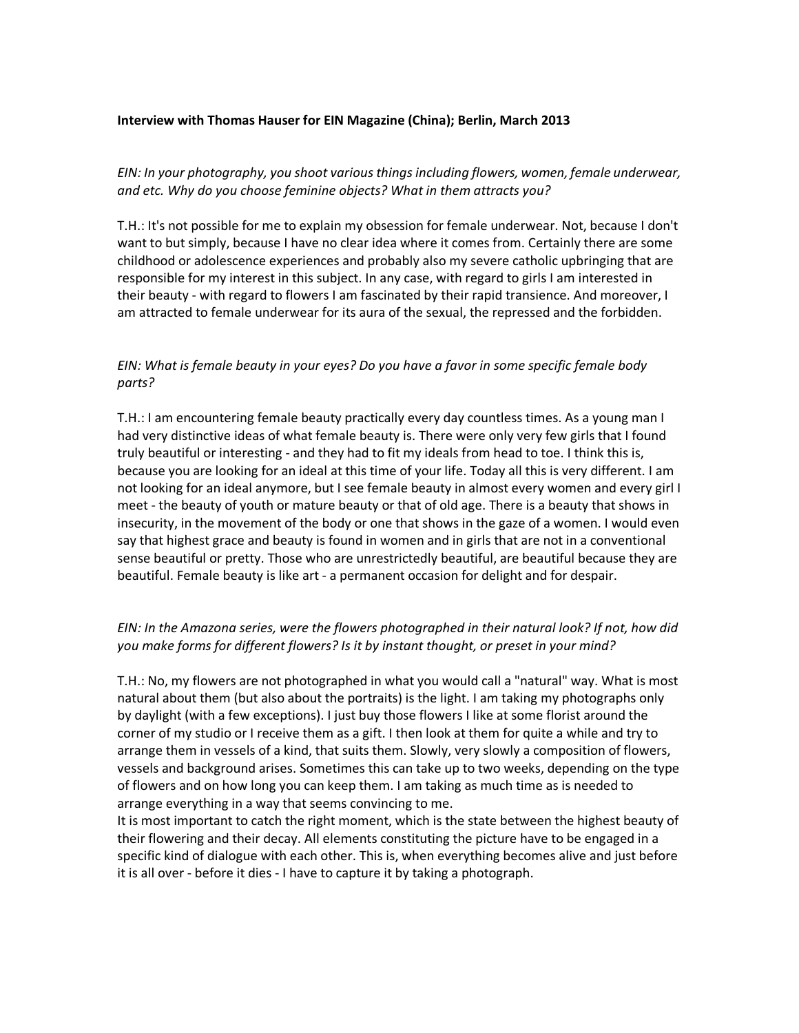**Interview with Thomas Hauser for EIN Magazine (China); Berlin, March 2013**

*EIN: In your photography, you shoot various things including flowers, women, female underwear, and etc. Why do you choose feminine objects? What in them attracts you?*

T.H.: It's not possible for me to explain my obsession for female underwear. Not, because I don't want to but simply, because I have no clear idea where it comes from. Certainly there are some childhood or adolescence experiences and probably also my severe catholic upbringing that are responsible for my interest in this subject. In any case, with regard to girls I am interested in their beauty - with regard to flowers I am fascinated by their rapid transience. And moreover, I am attracted to female underwear for its aura of the sexual, the repressed and the forbidden.

*EIN: What is female beauty in your eyes? Do you have a favor in some specific female body parts?*

T.H.: I am encountering female beauty practically every day countless times. As a young man I had very distinctive ideas of what female beauty is. There were only very few girls that I found truly beautiful or interesting - and they had to fit my ideals from head to toe. I think this is, because you are looking for an ideal at this time of your life. Today all this is very different. I am not looking for an ideal anymore, but I see female beauty in almost every women and every girl I meet - the beauty of youth or mature beauty or that of old age. There is a beauty that shows in insecurity, in the movement of the body or one that shows in the gaze of a women. I would even say that highest grace and beauty is found in women and in girls that are not in a conventional sense beautiful or pretty. Those who are unrestrictedly beautiful, are beautiful because they are beautiful. Female beauty is like art - a permanent occasion for delight and for despair.

*EIN: In the Amazona series, were the flowers photographed in their natural look? If not, how did you make forms for different flowers? Is it by instant thought, or preset in your mind?*

T.H.: No, my flowers are not photographed in what you would call a "natural" way. What is most natural about them (but also about the portraits) is the light. I am taking my photographs only by daylight (with a few exceptions). I just buy those flowers I like at some florist around the corner of my studio or I receive them as a gift. I then look at them for quite a while and try to arrange them in vessels of a kind, that suits them. Slowly, very slowly a composition of flowers, vessels and background arises. Sometimes this can take up to two weeks, depending on the type of flowers and on how long you can keep them. I am taking as much time as is needed to arrange everything in a way that seems convincing to me.
It is most important to catch the right moment, which is the state between the highest beauty of their flowering and their decay. All elements constituting the picture have to be engaged in a specific kind of dialogue with each other. This is, when everything becomes alive and just before it is all over - before it dies - I have to capture it by taking a photograph.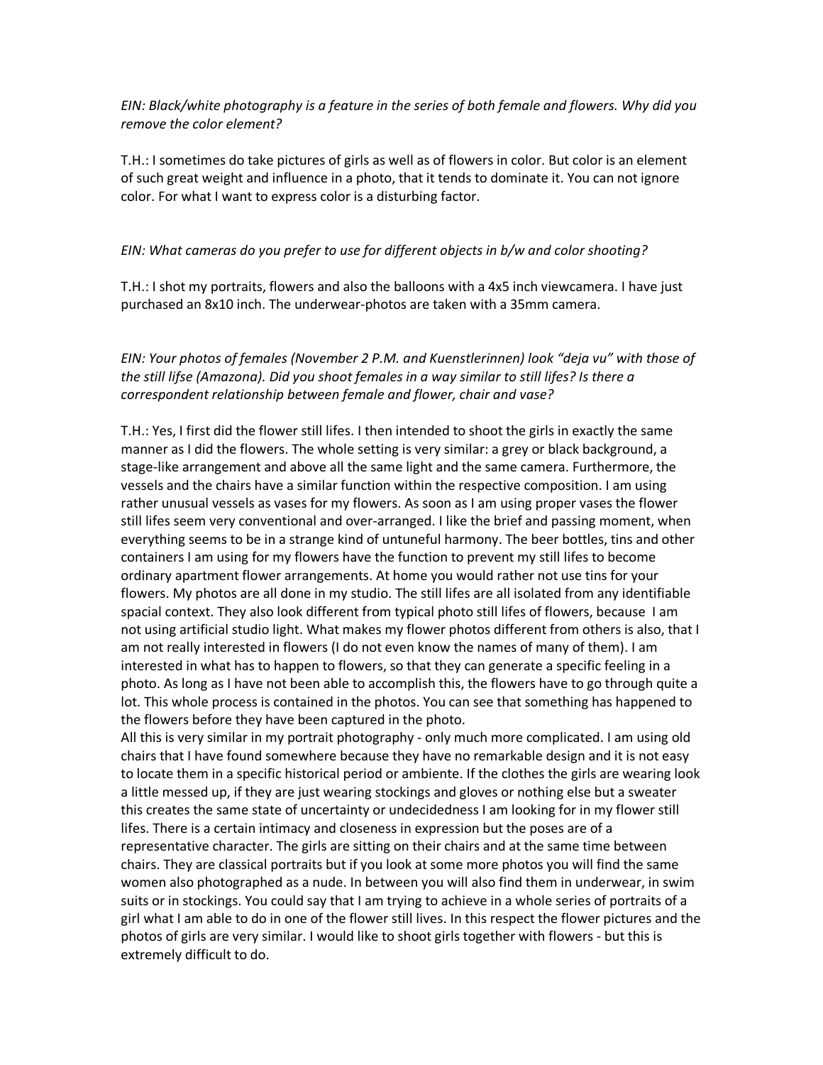*EIN: Black/white photography is a feature in the series of both female and flowers. Why did you remove the color element?*

T.H.: I sometimes do take pictures of girls as well as of flowers in color. But color is an element of such great weight and influence in a photo, that it tends to dominate it. You can not ignore color. For what I want to express color is a disturbing factor.

*EIN: What cameras do you prefer to use for different objects in b/w and color shooting?*

T.H.: I shot my portraits, flowers and also the balloons with a 4x5 inch viewcamera. I have just purchased an 8x10 inch. The underwear-photos are taken with a 35mm camera.

*EIN: Your photos of females (November 2 P.M. and Kuenstlerinnen) look "deja vu" with those of the still lifse (Amazona). Did you shoot females in a way similar to still lifes? Is there a correspondent relationship between female and flower, chair and vase?*

T.H.: Yes, I first did the flower still lifes. I then intended to shoot the girls in exactly the same manner as I did the flowers. The whole setting is very similar: a grey or black background, a stage-like arrangement and above all the same light and the same camera. Furthermore, the vessels and the chairs have a similar function within the respective composition. I am using rather unusual vessels as vases for my flowers. As soon as I am using proper vases the flower still lifes seem very conventional and over-arranged. I like the brief and passing moment, when everything seems to be in a strange kind of untuneful harmony. The beer bottles, tins and other containers I am using for my flowers have the function to prevent my still lifes to become ordinary apartment flower arrangements. At home you would rather not use tins for your flowers. My photos are all done in my studio. The still lifes are all isolated from any identifiable spacial context. They also look different from typical photo still lifes of flowers, because I am not using artificial studio light. What makes my flower photos different from others is also, that I am not really interested in flowers (I do not even know the names of many of them). I am interested in what has to happen to flowers, so that they can generate a specific feeling in a photo. As long as I have not been able to accomplish this, the flowers have to go through quite a lot. This whole process is contained in the photos. You can see that something has happened to the flowers before they have been captured in the photo.
All this is very similar in my portrait photography - only much more complicated. I am using old chairs that I have found somewhere because they have no remarkable design and it is not easy to locate them in a specific historical period or ambiente. If the clothes the girls are wearing look a little messed up, if they are just wearing stockings and gloves or nothing else but a sweater this creates the same state of uncertainty or undecidedness I am looking for in my flower still lifes. There is a certain intimacy and closeness in expression but the poses are of a representative character. The girls are sitting on their chairs and at the same time between chairs. They are classical portraits but if you look at some more photos you will find the same women also photographed as a nude. In between you will also find them in underwear, in swim suits or in stockings. You could say that I am trying to achieve in a whole series of portraits of a girl what I am able to do in one of the flower still lives. In this respect the flower pictures and the photos of girls are very similar. I would like to shoot girls together with flowers - but this is extremely difficult to do.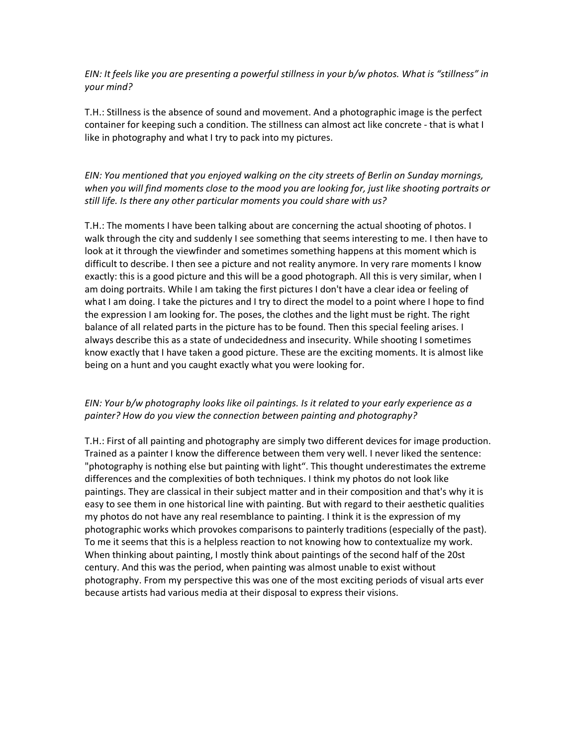*EIN: It feels like you are presenting a powerful stillness in your b/w photos. What is "stillness" in your mind?*

T.H.: Stillness is the absence of sound and movement. And a photographic image is the perfect container for keeping such a condition. The stillness can almost act like concrete - that is what I like in photography and what I try to pack into my pictures.

*EIN: You mentioned that you enjoyed walking on the city streets of Berlin on Sunday mornings, when you will find moments close to the mood you are looking for, just like shooting portraits or still life. Is there any other particular moments you could share with us?*

T.H.: The moments I have been talking about are concerning the actual shooting of photos. I walk through the city and suddenly I see something that seems interesting to me. I then have to look at it through the viewfinder and sometimes something happens at this moment which is difficult to describe. I then see a picture and not reality anymore. In very rare moments I know exactly: this is a good picture and this will be a good photograph. All this is very similar, when I am doing portraits. While I am taking the first pictures I don't have a clear idea or feeling of what I am doing. I take the pictures and I try to direct the model to a point where I hope to find the expression I am looking for. The poses, the clothes and the light must be right. The right balance of all related parts in the picture has to be found. Then this special feeling arises. I always describe this as a state of undecidedness and insecurity. While shooting I sometimes know exactly that I have taken a good picture. These are the exciting moments. It is almost like being on a hunt and you caught exactly what you were looking for.

*EIN: Your b/w photography looks like oil paintings. Is it related to your early experience as a painter? How do you view the connection between painting and photography?*

T.H.: First of all painting and photography are simply two different devices for image production. Trained as a painter I know the difference between them very well. I never liked the sentence: "photography is nothing else but painting with light". This thought underestimates the extreme differences and the complexities of both techniques. I think my photos do not look like paintings. They are classical in their subject matter and in their composition and that's why it is easy to see them in one historical line with painting. But with regard to their aesthetic qualities my photos do not have any real resemblance to painting. I think it is the expression of my photographic works which provokes comparisons to painterly traditions (especially of the past). To me it seems that this is a helpless reaction to not knowing how to contextualize my work. When thinking about painting, I mostly think about paintings of the second half of the 20st century. And this was the period, when painting was almost unable to exist without photography. From my perspective this was one of the most exciting periods of visual arts ever because artists had various media at their disposal to express their visions.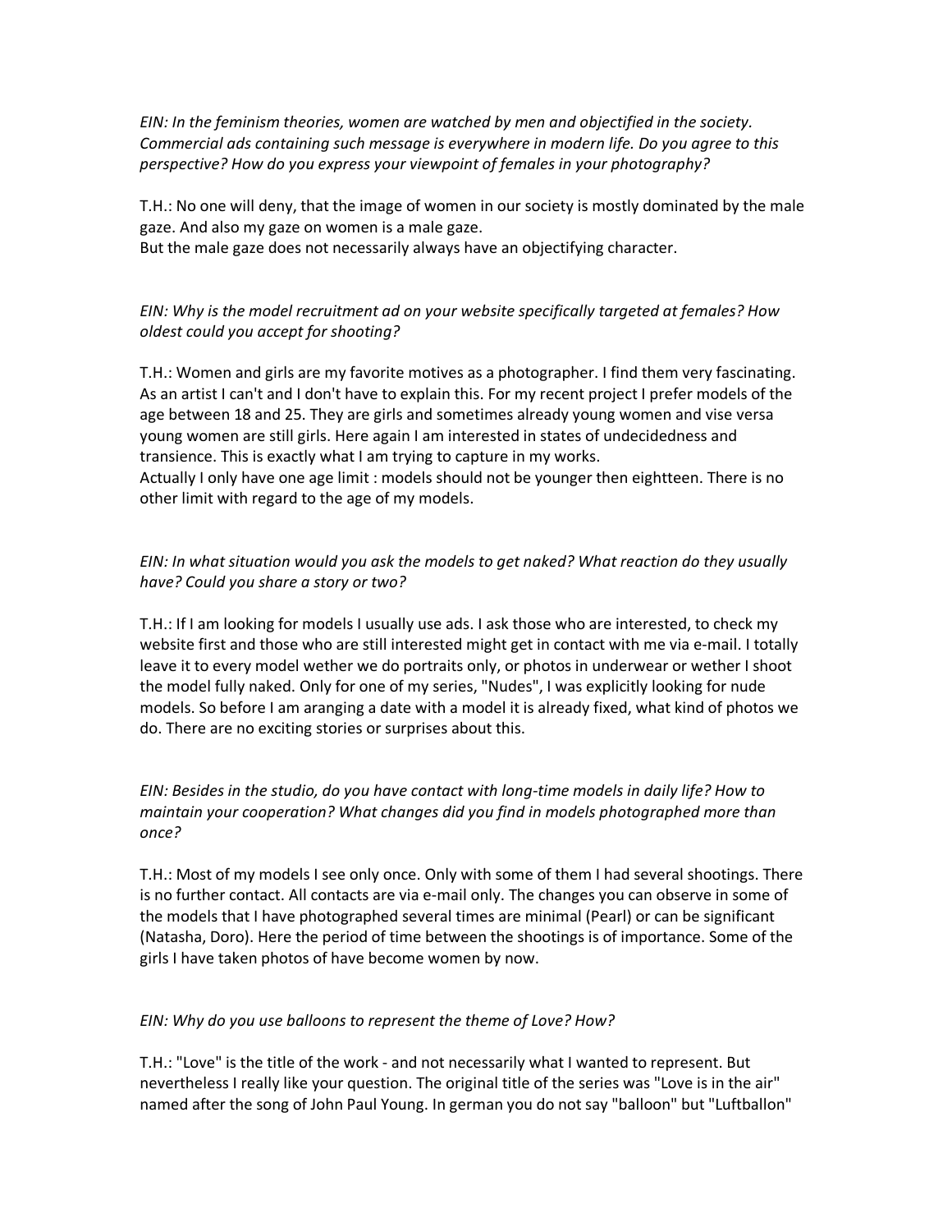*EIN: In the feminism theories, women are watched by men and objectified in the society. Commercial ads containing such message is everywhere in modern life. Do you agree to this perspective? How do you express your viewpoint of females in your photography?*

T.H.: No one will deny, that the image of women in our society is mostly dominated by the male gaze. And also my gaze on women is a male gaze.
But the male gaze does not necessarily always have an objectifying character.

*EIN: Why is the model recruitment ad on your website specifically targeted at females? How oldest could you accept for shooting?*

T.H.: Women and girls are my favorite motives as a photographer. I find them very fascinating. As an artist I can't and I don't have to explain this. For my recent project I prefer models of the age between 18 and 25. They are girls and sometimes already young women and vise versa young women are still girls. Here again I am interested in states of undecidedness and transience. This is exactly what I am trying to capture in my works.
Actually I only have one age limit : models should not be younger then eightteen. There is no other limit with regard to the age of my models.

*EIN: In what situation would you ask the models to get naked? What reaction do they usually have? Could you share a story or two?*

T.H.: If I am looking for models I usually use ads. I ask those who are interested, to check my website first and those who are still interested might get in contact with me via e-mail. I totally leave it to every model wether we do portraits only, or photos in underwear or wether I shoot the model fully naked. Only for one of my series, "Nudes", I was explicitly looking for nude models. So before I am aranging a date with a model it is already fixed, what kind of photos we do. There are no exciting stories or surprises about this.

*EIN: Besides in the studio, do you have contact with long-time models in daily life? How to maintain your cooperation? What changes did you find in models photographed more than once?*

T.H.: Most of my models I see only once. Only with some of them I had several shootings. There is no further contact. All contacts are via e-mail only. The changes you can observe in some of the models that I have photographed several times are minimal (Pearl) or can be significant (Natasha, Doro). Here the period of time between the shootings is of importance. Some of the girls I have taken photos of have become women by now.

*EIN: Why do you use balloons to represent the theme of Love? How?*

T.H.: "Love" is the title of the work - and not necessarily what I wanted to represent. But nevertheless I really like your question. The original title of the series was "Love is in the air" named after the song of John Paul Young. In german you do not say "balloon" but "Luftballon"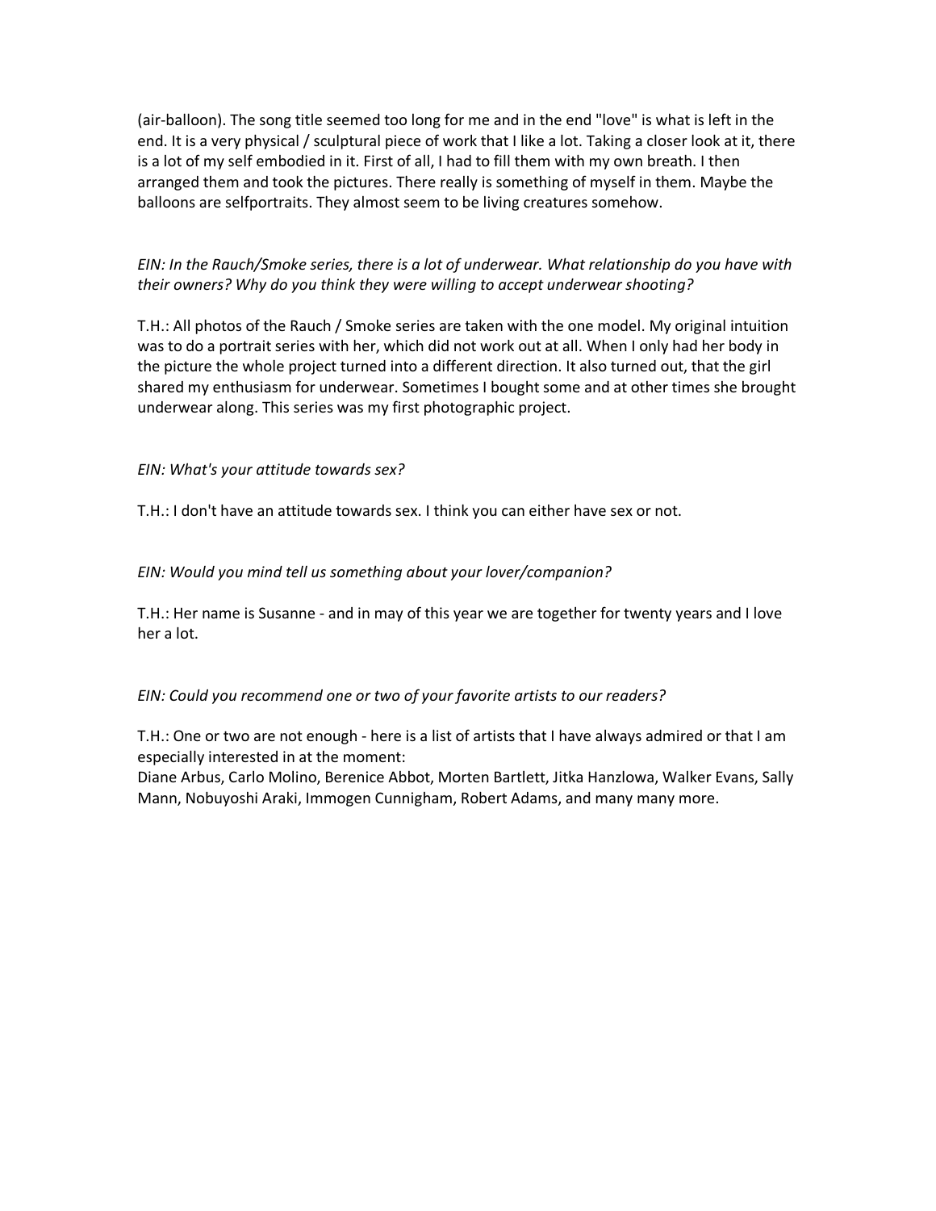(air-balloon). The song title seemed too long for me and in the end "love" is what is left in the end. It is a very physical / sculptural piece of work that I like a lot. Taking a closer look at it, there is a lot of my self embodied in it. First of all, I had to fill them with my own breath. I then arranged them and took the pictures. There really is something of myself in them. Maybe the balloons are selfportraits. They almost seem to be living creatures somehow.

*EIN: In the Rauch/Smoke series, there is a lot of underwear. What relationship do you have with their owners? Why do you think they were willing to accept underwear shooting?*

T.H.: All photos of the Rauch / Smoke series are taken with the one model. My original intuition was to do a portrait series with her, which did not work out at all. When I only had her body in the picture the whole project turned into a different direction. It also turned out, that the girl shared my enthusiasm for underwear. Sometimes I bought some and at other times she brought underwear along. This series was my first photographic project.

*EIN: What's your attitude towards sex?*

T.H.: I don't have an attitude towards sex. I think you can either have sex or not.

*EIN: Would you mind tell us something about your lover/companion?*

T.H.: Her name is Susanne - and in may of this year we are together for twenty years and I love her a lot.

*EIN: Could you recommend one or two of your favorite artists to our readers?*

T.H.: One or two are not enough - here is a list of artists that I have always admired or that I am especially interested in at the moment:
Diane Arbus, Carlo Molino, Berenice Abbot, Morten Bartlett, Jitka Hanzlowa, Walker Evans, Sally Mann, Nobuyoshi Araki, Immogen Cunnigham, Robert Adams, and many many more.